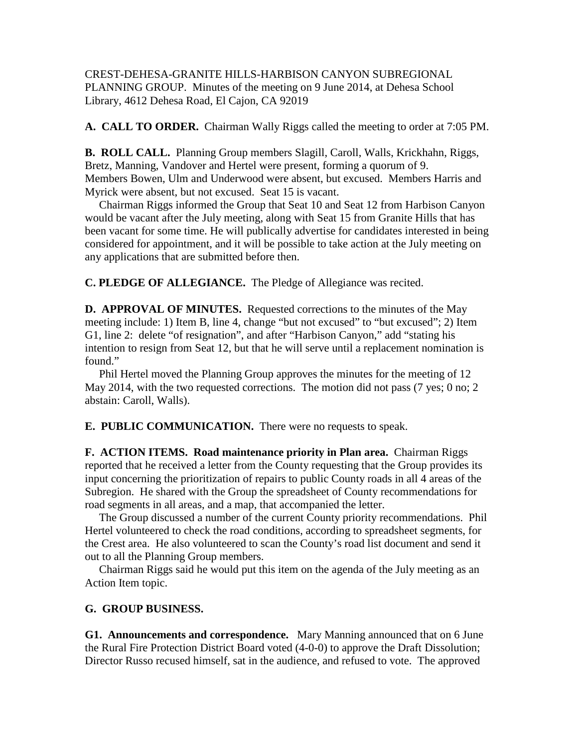CREST-DEHESA-GRANITE HILLS-HARBISON CANYON SUBREGIONAL PLANNING GROUP. Minutes of the meeting on 9 June 2014, at Dehesa School Library, 4612 Dehesa Road, El Cajon, CA 92019

**A. CALL TO ORDER.** Chairman Wally Riggs called the meeting to order at 7:05 PM.

**B. ROLL CALL.** Planning Group members Slagill, Caroll, Walls, Krickhahn, Riggs, Bretz, Manning, Vandover and Hertel were present, forming a quorum of 9. Members Bowen, Ulm and Underwood were absent, but excused. Members Harris and Myrick were absent, but not excused. Seat 15 is vacant.

Chairman Riggs informed the Group that Seat 10 and Seat 12 from Harbison Canyon would be vacant after the July meeting, along with Seat 15 from Granite Hills that has been vacant for some time. He will publically advertise for candidates interested in being considered for appointment, and it will be possible to take action at the July meeting on any applications that are submitted before then.

**C. PLEDGE OF ALLEGIANCE.** The Pledge of Allegiance was recited.

**D. APPROVAL OF MINUTES.** Requested corrections to the minutes of the May meeting include: 1) Item B, line 4, change "but not excused" to "but excused"; 2) Item G1, line 2: delete "of resignation", and after "Harbison Canyon," add "stating his intention to resign from Seat 12, but that he will serve until a replacement nomination is found."

Phil Hertel moved the Planning Group approves the minutes for the meeting of 12 May 2014, with the two requested corrections. The motion did not pass (7 yes; 0 no; 2 abstain: Caroll, Walls).

**E. PUBLIC COMMUNICATION.** There were no requests to speak.

**F. ACTION ITEMS. Road maintenance priority in Plan area.** Chairman Riggs reported that he received a letter from the County requesting that the Group provides its input concerning the prioritization of repairs to public County roads in all 4 areas of the Subregion. He shared with the Group the spreadsheet of County recommendations for road segments in all areas, and a map, that accompanied the letter.

The Group discussed a number of the current County priority recommendations. Phil Hertel volunteered to check the road conditions, according to spreadsheet segments, for the Crest area. He also volunteered to scan the County's road list document and send it out to all the Planning Group members.

Chairman Riggs said he would put this item on the agenda of the July meeting as an Action Item topic.

**G. GROUP BUSINESS.**

**G1. Announcements and correspondence.** Mary Manning announced that on 6 June the Rural Fire Protection District Board voted (4-0-0) to approve the Draft Dissolution; Director Russo recused himself, sat in the audience, and refused to vote. The approved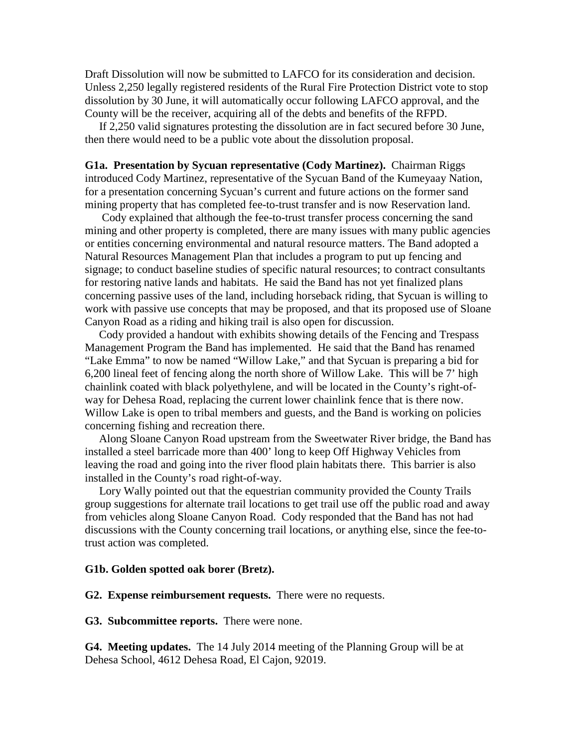Draft Dissolution will now be submitted to LAFCO for its consideration and decision. Unless 2,250 legally registered residents of the Rural Fire Protection District vote to stop dissolution by 30 June, it will automatically occur following LAFCO approval, and the County will be the receiver, acquiring all of the debts and benefits of the RFPD.

If 2,250 valid signatures protesting the dissolution are in fact secured before 30 June, then there would need to be a public vote about the dissolution proposal.

**G1a. Presentation by Sycuan representative (Cody Martinez).** Chairman Riggs introduced Cody Martinez, representative of the Sycuan Band of the Kumeyaay Nation, for a presentation concerning Sycuan's current and future actions on the former sand mining property that has completed fee-to-trust transfer and is now Reservation land.

Cody explained that although the fee-to-trust transfer process concerning the sand mining and other property is completed, there are many issues with many public agencies or entities concerning environmental and natural resource matters. The Band adopted a Natural Resources Management Plan that includes a program to put up fencing and signage; to conduct baseline studies of specific natural resources; to contract consultants for restoring native lands and habitats. He said the Band has not yet finalized plans concerning passive uses of the land, including horseback riding, that Sycuan is willing to work with passive use concepts that may be proposed, and that its proposed use of Sloane Canyon Road as a riding and hiking trail is also open for discussion.

Cody provided a handout with exhibits showing details of the Fencing and Trespass Management Program the Band has implemented. He said that the Band has renamed "Lake Emma" to now be named "Willow Lake," and that Sycuan is preparing a bid for 6,200 lineal feet of fencing along the north shore of Willow Lake. This will be 7' high chainlink coated with black polyethylene, and will be located in the County's right-of-way for Dehesa Road, replacing the current lower chainlink fence that is there now. Willow Lake is open to tribal members and guests, and the Band is working on policies concerning fishing and recreation there.

Along Sloane Canyon Road upstream from the Sweetwater River bridge, the Band has installed a steel barricade more than 400' long to keep Off Highway Vehicles from leaving the road and going into the river flood plain habitats there. This barrier is also installed in the County's road right-of-way.

Lory Wally pointed out that the equestrian community provided the County Trails group suggestions for alternate trail locations to get trail use off the public road and away from vehicles along Sloane Canyon Road. Cody responded that the Band has not had discussions with the County concerning trail locations, or anything else, since the fee-to-trust action was completed.

**G1b. Golden spotted oak borer (Bretz).**

**G2. Expense reimbursement requests.** There were no requests.

**G3. Subcommittee reports.** There were none.

**G4. Meeting updates.** The 14 July 2014 meeting of the Planning Group will be at Dehesa School, 4612 Dehesa Road, El Cajon, 92019.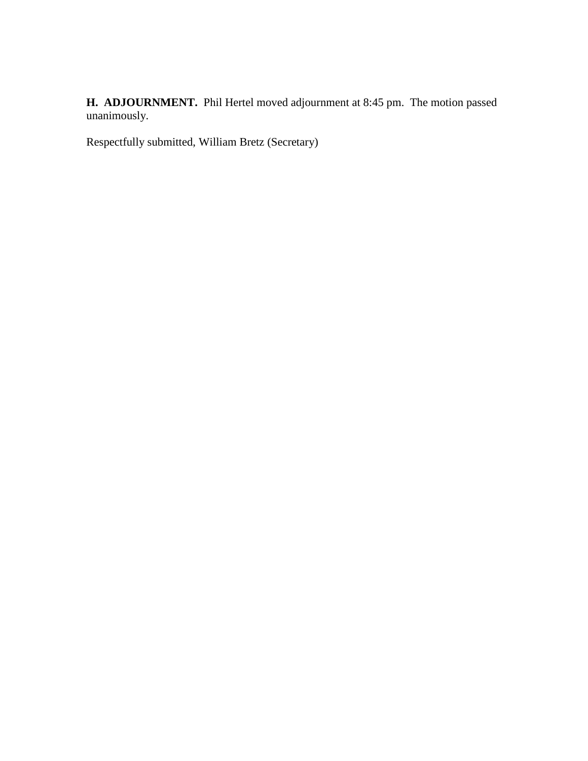**H. ADJOURNMENT.** Phil Hertel moved adjournment at 8:45 pm. The motion passed unanimously.

Respectfully submitted, William Bretz (Secretary)